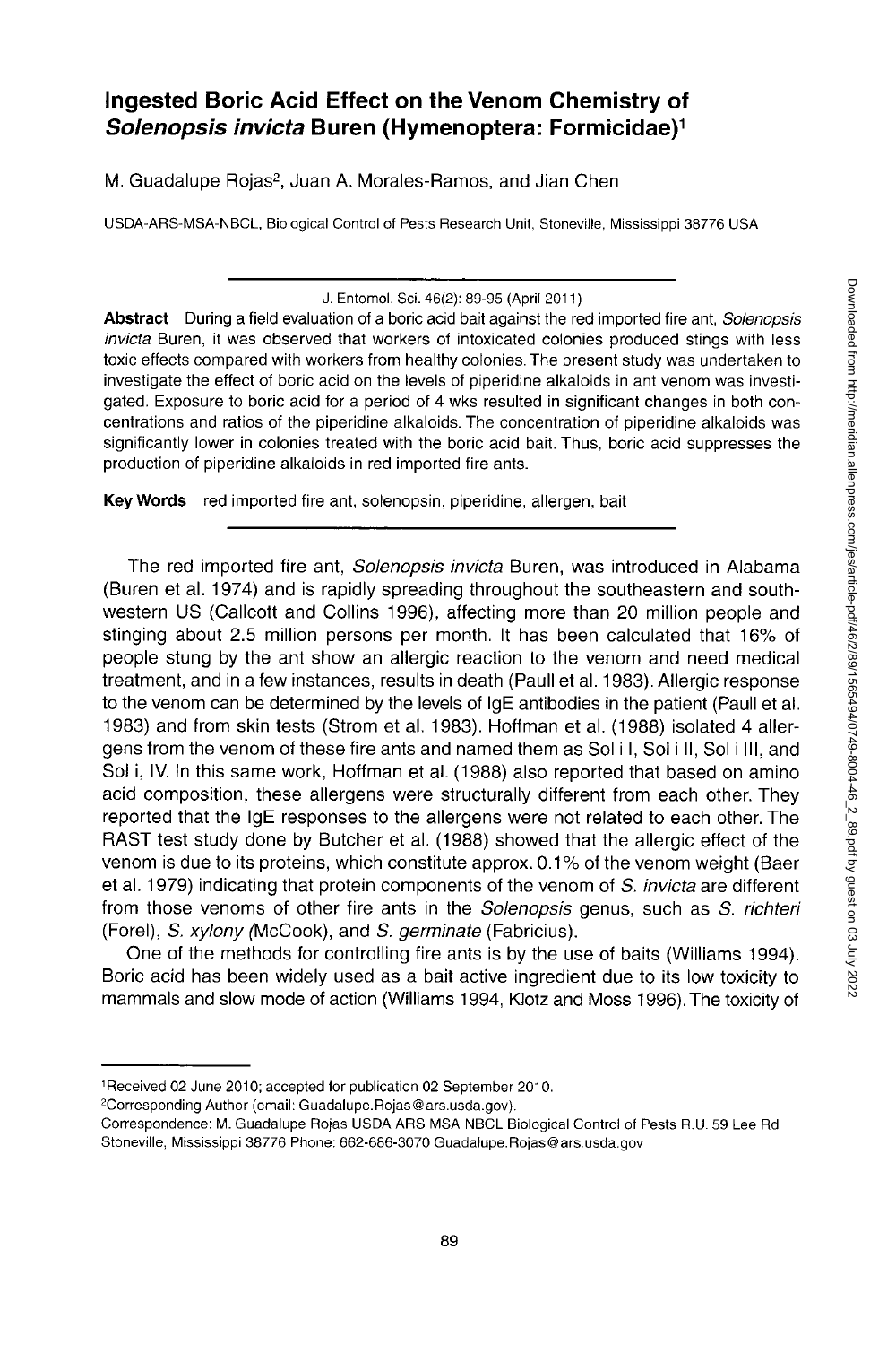# Ingested Boric Acid Effect on the Venom Chemistry of *Solenopsis invicta* Buren (Hymenoptera: Formicidae)[1]

M. Guadalupe Rojas[2], Juan A. Morales-Ramos, and Jian Chen

USDA-ARS-MSA-NBCL, Biological Control of Pests Research Unit, Stoneville, Mississippi 38776 USA

J. Entomol. Sci. 46(2): 89-95 (April 2011)

**Abstract** During a field evaluation of a boric acid bait against the red imported fire ant, *Solenopsis invicta* Buren, it was observed that workers of intoxicated colonies produced stings with less toxic effects compared with workers from healthy colonies. The present study was undertaken to investigate the effect of boric acid on the levels of piperidine alkaloids in ant venom was investigated. Exposure to boric acid for a period of 4 wks resulted in significant changes in both concentrations and ratios of the piperidine alkaloids. The concentration of piperidine alkaloids was significantly lower in colonies treated with the boric acid bait. Thus, boric acid suppresses the production of piperidine alkaloids in red imported fire ants.

**Key Words** red imported fire ant, solenopsin, piperidine, allergen, bait

The red imported fire ant, *Solenopsis invicta* Buren, was introduced in Alabama (Buren et al. 1974) and is rapidly spreading throughout the southeastern and southwestern US (Callcott and Collins 1996), affecting more than 20 million people and stinging about 2.5 million persons per month. It has been calculated that 16% of people stung by the ant show an allergic reaction to the venom and need medical treatment, and in a few instances, results in death (Paull et al. 1983). Allergic response to the venom can be determined by the levels of IgE antibodies in the patient (Paull et al. 1983) and from skin tests (Strom et al. 1983). Hoffman et al. (1988) isolated 4 allergens from the venom of these fire ants and named them as Sol i I, Sol i II, Sol i III, and Sol i, IV. In this same work, Hoffman et al. (1988) also reported that based on amino acid composition, these allergens were structurally different from each other. They reported that the IgE responses to the allergens were not related to each other. The RAST test study done by Butcher et al. (1988) showed that the allergic effect of the venom is due to its proteins, which constitute approx. 0.1% of the venom weight (Baer et al. 1979) indicating that protein components of the venom of *S. invicta* are different from those venoms of other fire ants in the *Solenopsis* genus, such as *S. richteri* (Forel), *S. xylony* (McCook), and *S. germinate* (Fabricius).

One of the methods for controlling fire ants is by the use of baits (Williams 1994). Boric acid has been widely used as a bait active ingredient due to its low toxicity to mammals and slow mode of action (Williams 1994, Klotz and Moss 1996). The toxicity of

[1]Received 02 June 2010; accepted for publication 02 September 2010.

[2]Corresponding Author (email: Guadalupe.Rojas@ars.usda.gov).

Correspondence: M. Guadalupe Rojas USDA ARS MSA NBCL Biological Control of Pests R.U. 59 Lee Rd Stoneville, Mississippi 38776 Phone: 662-686-3070 Guadalupe.Rojas@ars.usda.gov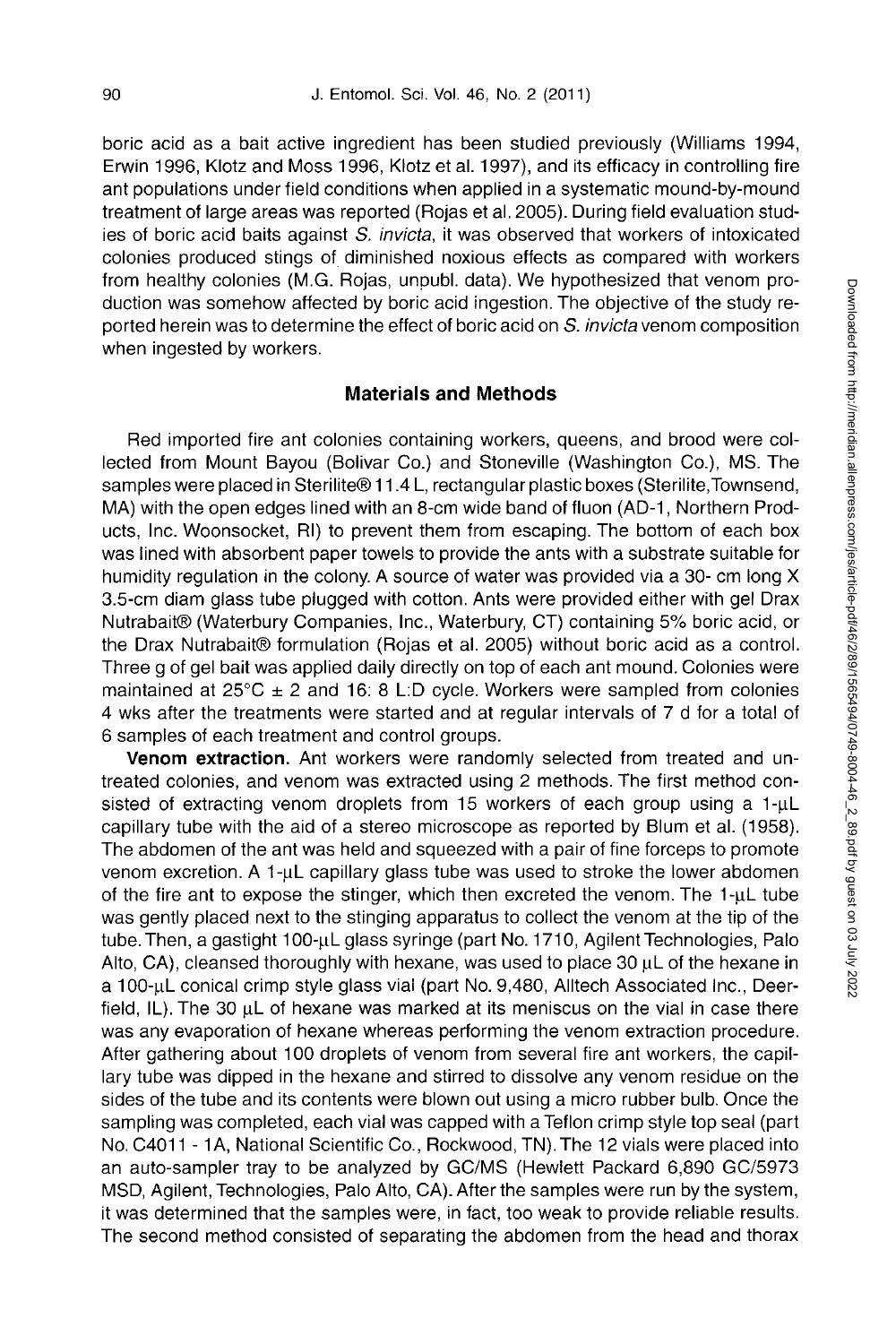boric acid as a bait active ingredient has been studied previously (Williams 1994, Erwin 1996, Klotz and Moss 1996, Klotz et al. 1997), and its efficacy in controlling fire ant populations under field conditions when applied in a systematic mound-by-mound treatment of large areas was reported (Rojas et al. 2005). During field evaluation studies of boric acid baits against *S. invicta*, it was observed that workers of intoxicated colonies produced stings of diminished noxious effects as compared with workers from healthy colonies (M.G. Rojas, unpubl. data). We hypothesized that venom production was somehow affected by boric acid ingestion. The objective of the study reported herein was to determine the effect of boric acid on *S. invicta* venom composition when ingested by workers.

## Materials and Methods

Red imported fire ant colonies containing workers, queens, and brood were collected from Mount Bayou (Bolivar Co.) and Stoneville (Washington Co.), MS. The samples were placed in Sterilite® 11.4 L, rectangular plastic boxes (Sterilite, Townsend, MA) with the open edges lined with an 8-cm wide band of fluon (AD-1, Northern Products, Inc. Woonsocket, RI) to prevent them from escaping. The bottom of each box was lined with absorbent paper towels to provide the ants with a substrate suitable for humidity regulation in the colony. A source of water was provided via a 30- cm long X 3.5-cm diam glass tube plugged with cotton. Ants were provided either with gel Drax Nutrabait® (Waterbury Companies, Inc., Waterbury, CT) containing 5% boric acid, or the Drax Nutrabait® formulation (Rojas et al. 2005) without boric acid as a control. Three g of gel bait was applied daily directly on top of each ant mound. Colonies were maintained at 25°C ± 2 and 16: 8 L:D cycle. Workers were sampled from colonies 4 wks after the treatments were started and at regular intervals of 7 d for a total of 6 samples of each treatment and control groups.

**Venom extraction.** Ant workers were randomly selected from treated and untreated colonies, and venom was extracted using 2 methods. The first method consisted of extracting venom droplets from 15 workers of each group using a 1-μL capillary tube with the aid of a stereo microscope as reported by Blum et al. (1958). The abdomen of the ant was held and squeezed with a pair of fine forceps to promote venom excretion. A 1-μL capillary glass tube was used to stroke the lower abdomen of the fire ant to expose the stinger, which then excreted the venom. The 1-μL tube was gently placed next to the stinging apparatus to collect the venom at the tip of the tube. Then, a gastight 100-μL glass syringe (part No. 1710, Agilent Technologies, Palo Alto, CA), cleansed thoroughly with hexane, was used to place 30 μL of the hexane in a 100-μL conical crimp style glass vial (part No. 9,480, Alltech Associated Inc., Deerfield, IL). The 30 μL of hexane was marked at its meniscus on the vial in case there was any evaporation of hexane whereas performing the venom extraction procedure. After gathering about 100 droplets of venom from several fire ant workers, the capillary tube was dipped in the hexane and stirred to dissolve any venom residue on the sides of the tube and its contents were blown out using a micro rubber bulb. Once the sampling was completed, each vial was capped with a Teflon crimp style top seal (part No. C4011 - 1A, National Scientific Co., Rockwood, TN). The 12 vials were placed into an auto-sampler tray to be analyzed by GC/MS (Hewlett Packard 6,890 GC/5973 MSD, Agilent, Technologies, Palo Alto, CA). After the samples were run by the system, it was determined that the samples were, in fact, too weak to provide reliable results. The second method consisted of separating the abdomen from the head and thorax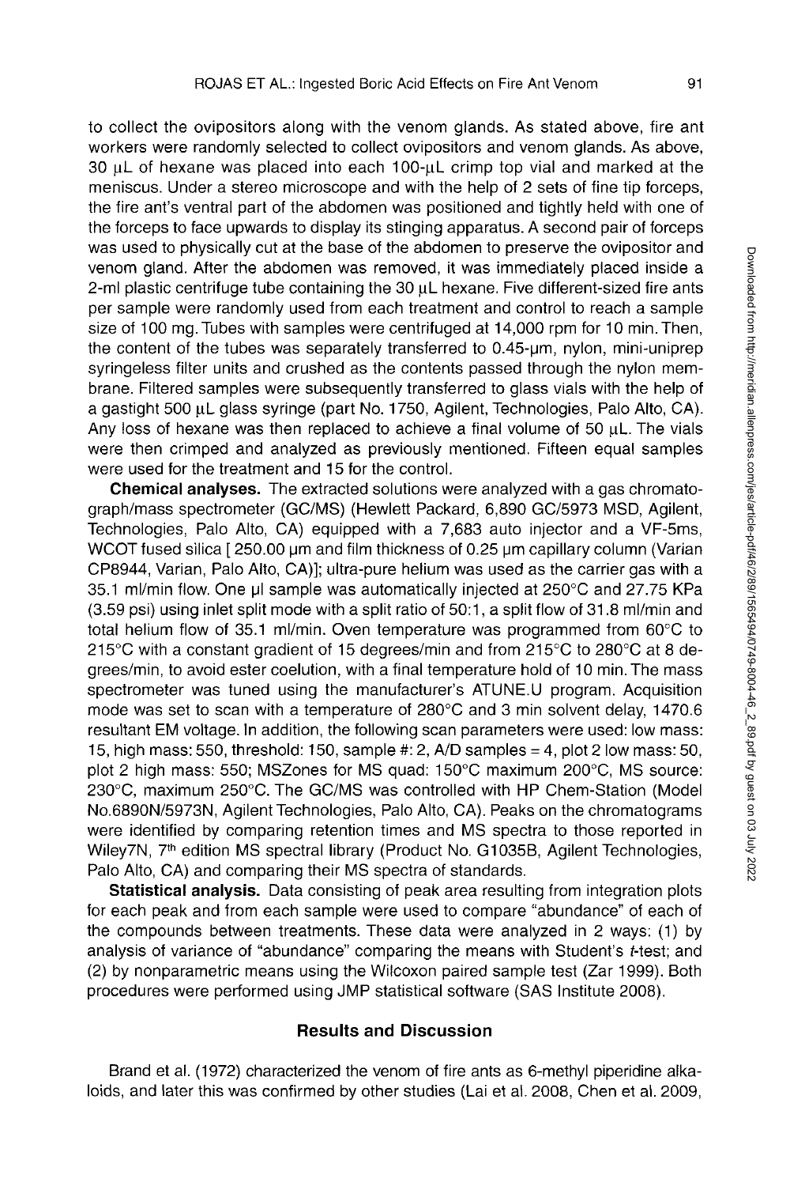to collect the ovipositors along with the venom glands. As stated above, fire ant workers were randomly selected to collect ovipositors and venom glands. As above, 30 μL of hexane was placed into each 100-μL crimp top vial and marked at the meniscus. Under a stereo microscope and with the help of 2 sets of fine tip forceps, the fire ant's ventral part of the abdomen was positioned and tightly held with one of the forceps to face upwards to display its stinging apparatus. A second pair of forceps was used to physically cut at the base of the abdomen to preserve the ovipositor and venom gland. After the abdomen was removed, it was immediately placed inside a 2-ml plastic centrifuge tube containing the 30 μL hexane. Five different-sized fire ants per sample were randomly used from each treatment and control to reach a sample size of 100 mg. Tubes with samples were centrifuged at 14,000 rpm for 10 min. Then, the content of the tubes was separately transferred to 0.45-μm, nylon, mini-uniprep syringeless filter units and crushed as the contents passed through the nylon membrane. Filtered samples were subsequently transferred to glass vials with the help of a gastight 500 μL glass syringe (part No. 1750, Agilent, Technologies, Palo Alto, CA). Any loss of hexane was then replaced to achieve a final volume of 50 μL. The vials were then crimped and analyzed as previously mentioned. Fifteen equal samples were used for the treatment and 15 for the control.

**Chemical analyses.** The extracted solutions were analyzed with a gas chromatograph/mass spectrometer (GC/MS) (Hewlett Packard, 6,890 GC/5973 MSD, Agilent, Technologies, Palo Alto, CA) equipped with a 7,683 auto injector and a VF-5ms, WCOT fused silica [ 250.00 μm and film thickness of 0.25 μm capillary column (Varian CP8944, Varian, Palo Alto, CA)]; ultra-pure helium was used as the carrier gas with a 35.1 ml/min flow. One μl sample was automatically injected at 250°C and 27.75 KPa (3.59 psi) using inlet split mode with a split ratio of 50:1, a split flow of 31.8 ml/min and total helium flow of 35.1 ml/min. Oven temperature was programmed from 60°C to 215°C with a constant gradient of 15 degrees/min and from 215°C to 280°C at 8 degrees/min, to avoid ester coelution, with a final temperature hold of 10 min. The mass spectrometer was tuned using the manufacturer's ATUNE.U program. Acquisition mode was set to scan with a temperature of 280°C and 3 min solvent delay, 1470.6 resultant EM voltage. In addition, the following scan parameters were used: low mass: 15, high mass: 550, threshold: 150, sample #: 2, A/D samples = 4, plot 2 low mass: 50, plot 2 high mass: 550; MSZones for MS quad: 150°C maximum 200°C, MS source: 230°C, maximum 250°C. The GC/MS was controlled with HP Chem-Station (Model No.6890N/5973N, Agilent Technologies, Palo Alto, CA). Peaks on the chromatograms were identified by comparing retention times and MS spectra to those reported in Wiley7N, 7th edition MS spectral library (Product No. G1035B, Agilent Technologies, Palo Alto, CA) and comparing their MS spectra of standards.

**Statistical analysis.** Data consisting of peak area resulting from integration plots for each peak and from each sample were used to compare "abundance" of each of the compounds between treatments. These data were analyzed in 2 ways: (1) by analysis of variance of "abundance" comparing the means with Student's *t*-test; and (2) by nonparametric means using the Wilcoxon paired sample test (Zar 1999). Both procedures were performed using JMP statistical software (SAS Institute 2008).

## Results and Discussion

Brand et al. (1972) characterized the venom of fire ants as 6-methyl piperidine alkaloids, and later this was confirmed by other studies (Lai et al. 2008, Chen et al. 2009,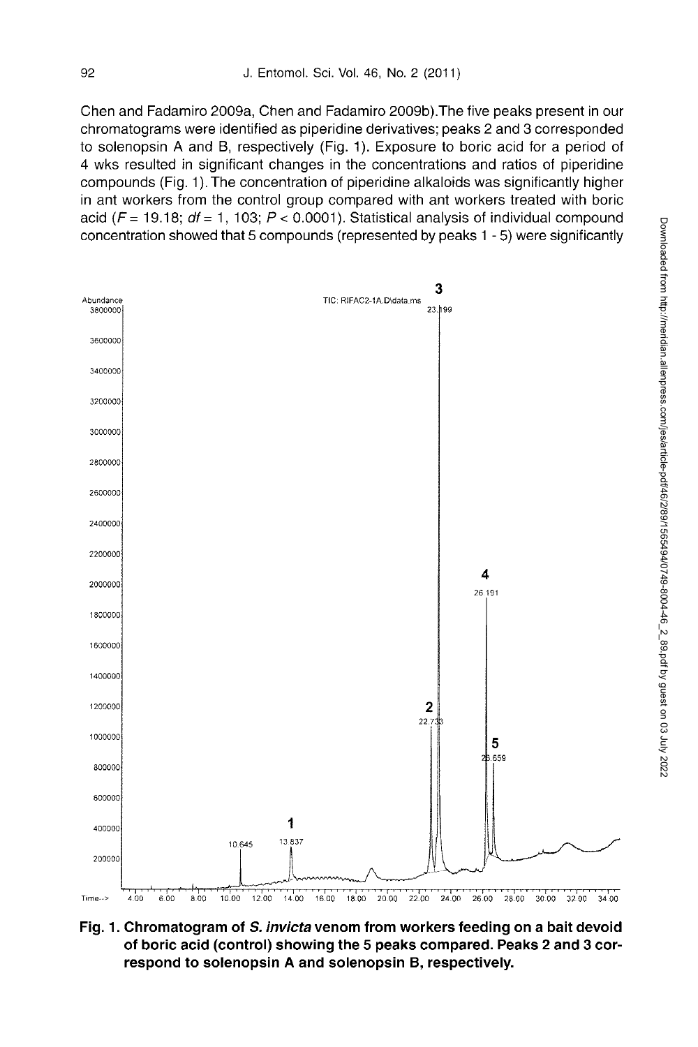Chen and Fadamiro 2009a, Chen and Fadamiro 2009b).The five peaks present in our chromatograms were identified as piperidine derivatives; peaks 2 and 3 corresponded to solenopsin A and B, respectively (Fig. 1). Exposure to boric acid for a period of 4 wks resulted in significant changes in the concentrations and ratios of piperidine compounds (Fig. 1). The concentration of piperidine alkaloids was significantly higher in ant workers from the control group compared with ant workers treated with boric acid ($F = 19.18$; $df = 1, 103$; $P < 0.0001$). Statistical analysis of individual compound concentration showed that 5 compounds (represented by peaks 1 - 5) were significantly

**Fig. 1. Chromatogram of *S. invicta* venom from workers feeding on a bait devoid of boric acid (control) showing the 5 peaks compared. Peaks 2 and 3 correspond to solenopsin A and solenopsin B, respectively.**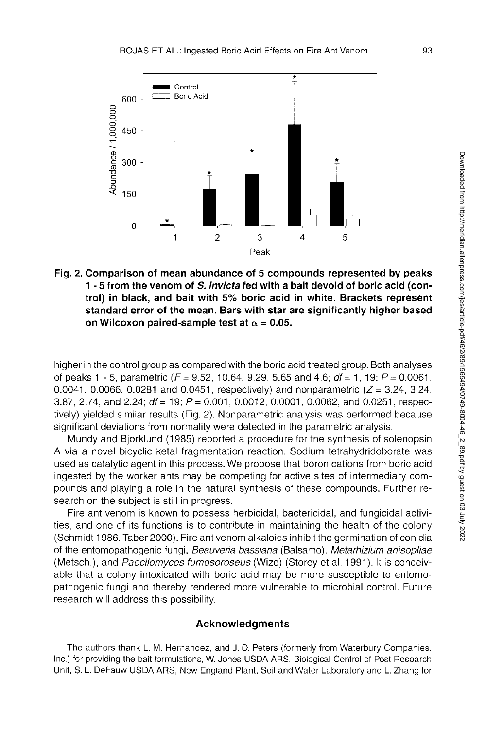Fig. 2. Comparison of mean abundance of 5 compounds represented by peaks 1 - 5 from the venom of *S. invicta* fed with a bait devoid of boric acid (control) in black, and bait with 5% boric acid in white. Brackets represent standard error of the mean. Bars with star are significantly higher based on Wilcoxon paired-sample test at $\alpha = 0.05$.

higher in the control group as compared with the boric acid treated group. Both analyses of peaks 1 - 5, parametric ($F = 9.52$, 10.64, 9.29, 5.65 and 4.6; $df = 1, 19$; $P = 0.0061$, 0.0041, 0.0066, 0.0281 and 0.0451, respectively) and nonparametric ($Z = 3.24$, 3.24, 3.87, 2.74, and 2.24; $df = 19$; $P = 0.001$, 0.0012, 0.0001, 0.0062, and 0.0251, respectively) yielded similar results (Fig. 2). Nonparametric analysis was performed because significant deviations from normality were detected in the parametric analysis.

Mundy and Bjorklund (1985) reported a procedure for the synthesis of solenopsin A via a novel bicyclic ketal fragmentation reaction. Sodium tetrahydridoborate was used as catalytic agent in this process. We propose that boron cations from boric acid ingested by the worker ants may be competing for active sites of intermediary compounds and playing a role in the natural synthesis of these compounds. Further research on the subject is still in progress.

Fire ant venom is known to possess herbicidal, bactericidal, and fungicidal activities, and one of its functions is to contribute in maintaining the health of the colony (Schmidt 1986, Taber 2000). Fire ant venom alkaloids inhibit the germination of conidia of the entomopathogenic fungi, *Beauveria bassiana* (Balsamo), *Metarhizium anisopliae* (Metsch.), and *Paecilomyces fumosoroseus* (Wize) (Storey et al. 1991). It is conceivable that a colony intoxicated with boric acid may be more susceptible to entomopathogenic fungi and thereby rendered more vulnerable to microbial control. Future research will address this possibility.

## Acknowledgments

The authors thank L. M. Hernandez, and J. D. Peters (formerly from Waterbury Companies, Inc.) for providing the bait formulations, W. Jones USDA ARS, Biological Control of Pest Research Unit, S. L. DeFauw USDA ARS, New England Plant, Soil and Water Laboratory and L. Zhang for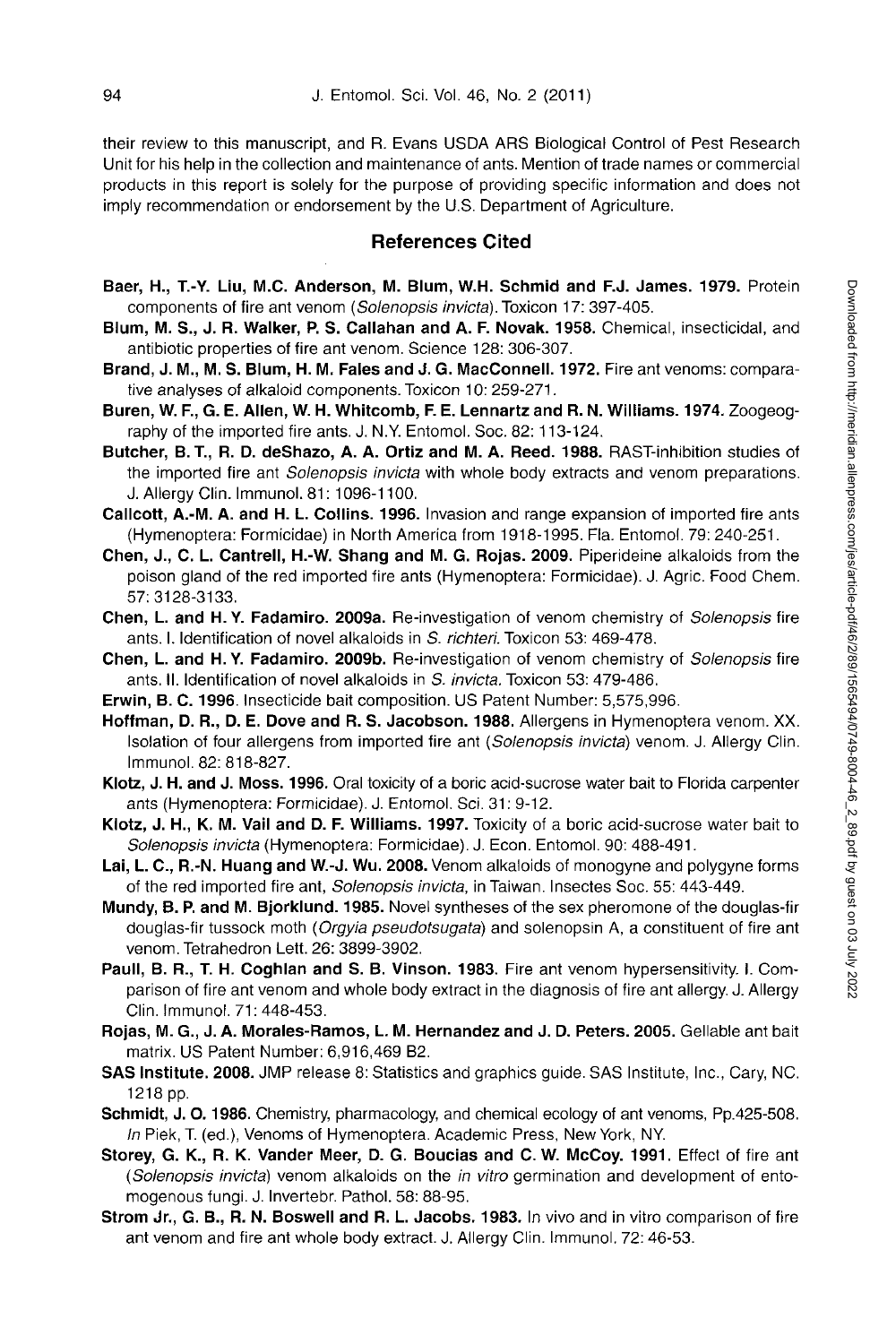their review to this manuscript, and R. Evans USDA ARS Biological Control of Pest Research Unit for his help in the collection and maintenance of ants. Mention of trade names or commercial products in this report is solely for the purpose of providing specific information and does not imply recommendation or endorsement by the U.S. Department of Agriculture.

## References Cited

**Baer, H., T.-Y. Liu, M.C. Anderson, M. Blum, W.H. Schmid and F.J. James. 1979.** Protein components of fire ant venom (*Solenopsis invicta*). Toxicon 17: 397-405.

**Blum, M. S., J. R. Walker, P. S. Callahan and A. F. Novak. 1958.** Chemical, insecticidal, and antibiotic properties of fire ant venom. Science 128: 306-307.

**Brand, J. M., M. S. Blum, H. M. Fales and J. G. MacConnell. 1972.** Fire ant venoms: comparative analyses of alkaloid components. Toxicon 10: 259-271.

**Buren, W. F., G. E. Allen, W. H. Whitcomb, F. E. Lennartz and R. N. Williams. 1974.** Zoogeography of the imported fire ants. J. N.Y. Entomol. Soc. 82: 113-124.

**Butcher, B. T., R. D. deShazo, A. A. Ortiz and M. A. Reed. 1988.** RAST-inhibition studies of the imported fire ant *Solenopsis invicta* with whole body extracts and venom preparations. J. Allergy Clin. Immunol. 81: 1096-1100.

**Callcott, A.-M. A. and H. L. Collins. 1996.** Invasion and range expansion of imported fire ants (Hymenoptera: Formicidae) in North America from 1918-1995. Fla. Entomol. 79: 240-251.

**Chen, J., C. L. Cantrell, H.-W. Shang and M. G. Rojas. 2009.** Piperideine alkaloids from the poison gland of the red imported fire ants (Hymenoptera: Formicidae). J. Agric. Food Chem. 57: 3128-3133.

**Chen, L. and H. Y. Fadamiro. 2009a.** Re-investigation of venom chemistry of *Solenopsis* fire ants. I. Identification of novel alkaloids in *S. richteri*. Toxicon 53: 469-478.

**Chen, L. and H. Y. Fadamiro. 2009b.** Re-investigation of venom chemistry of *Solenopsis* fire ants. II. Identification of novel alkaloids in *S. invicta*. Toxicon 53: 479-486.

**Erwin, B. C. 1996**. Insecticide bait composition. US Patent Number: 5,575,996.

**Hoffman, D. R., D. E. Dove and R. S. Jacobson. 1988.** Allergens in Hymenoptera venom. XX. Isolation of four allergens from imported fire ant (*Solenopsis invicta*) venom. J. Allergy Clin. Immunol. 82: 818-827.

**Klotz, J. H. and J. Moss. 1996.** Oral toxicity of a boric acid-sucrose water bait to Florida carpenter ants (Hymenoptera: Formicidae). J. Entomol. Sci. 31: 9-12.

**Klotz, J. H., K. M. Vail and D. F. Williams. 1997.** Toxicity of a boric acid-sucrose water bait to *Solenopsis invicta* (Hymenoptera: Formicidae). J. Econ. Entomol. 90: 488-491.

**Lai, L. C., R.-N. Huang and W.-J. Wu. 2008.** Venom alkaloids of monogyne and polygyne forms of the red imported fire ant, *Solenopsis invicta*, in Taiwan. Insectes Soc. 55: 443-449.

**Mundy, B. P. and M. Bjorklund. 1985.** Novel syntheses of the sex pheromone of the douglas-fir douglas-fir tussock moth (*Orgyia pseudotsugata*) and solenopsin A, a constituent of fire ant venom. Tetrahedron Lett. 26: 3899-3902.

**Paull, B. R., T. H. Coghlan and S. B. Vinson. 1983.** Fire ant venom hypersensitivity. I. Comparison of fire ant venom and whole body extract in the diagnosis of fire ant allergy. J. Allergy Clin. Immunol. 71: 448-453.

**Rojas, M. G., J. A. Morales-Ramos, L. M. Hernandez and J. D. Peters. 2005.** Gellable ant bait matrix. US Patent Number: 6,916,469 B2.

**SAS Institute. 2008.** JMP release 8: Statistics and graphics guide. SAS Institute, Inc., Cary, NC. 1218 pp.

**Schmidt, J. O. 1986.** Chemistry, pharmacology, and chemical ecology of ant venoms, Pp.425-508. *In* Piek, T. (ed.), Venoms of Hymenoptera. Academic Press, New York, NY.

**Storey, G. K., R. K. Vander Meer, D. G. Boucias and C. W. McCoy. 1991.** Effect of fire ant (*Solenopsis invicta*) venom alkaloids on the *in vitro* germination and development of entomogenous fungi. J. Invertebr. Pathol. 58: 88-95.

**Strom Jr., G. B., R. N. Boswell and R. L. Jacobs. 1983.** In vivo and in vitro comparison of fire ant venom and fire ant whole body extract. J. Allergy Clin. Immunol. 72: 46-53.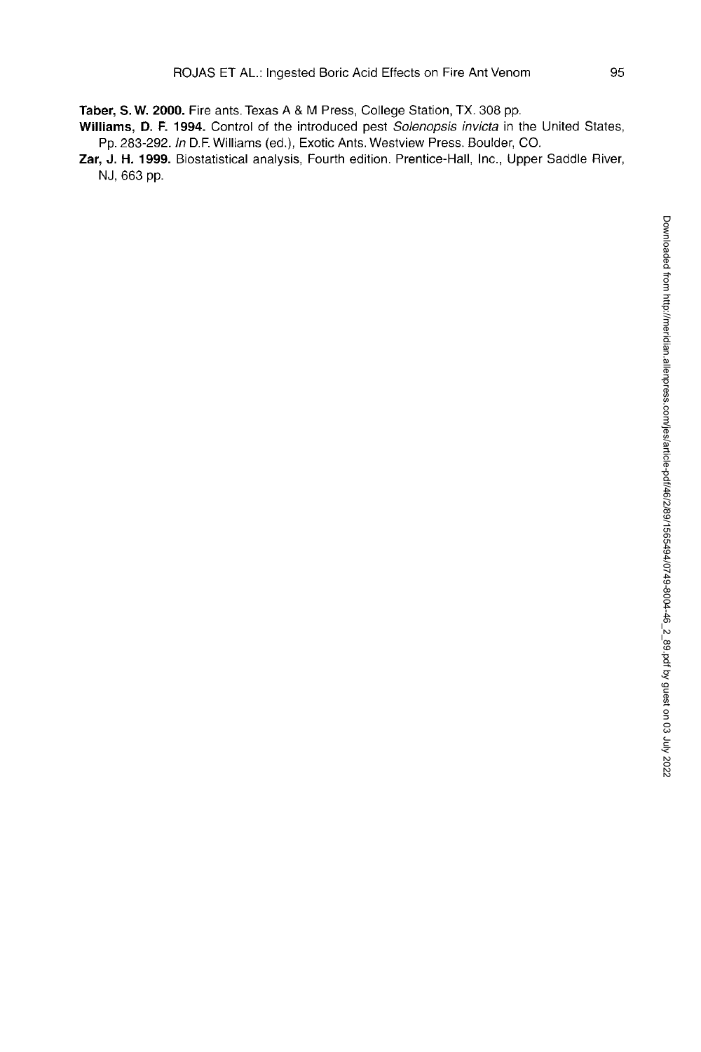**Taber, S. W. 2000.** Fire ants. Texas A & M Press, College Station, TX. 308 pp.

**Williams, D. F. 1994.** Control of the introduced pest *Solenopsis invicta* in the United States, Pp. 283-292. *In* D.F. Williams (ed.), Exotic Ants. Westview Press. Boulder, CO.

**Zar, J. H. 1999.** Biostatistical analysis, Fourth edition. Prentice-Hall, Inc., Upper Saddle River, NJ, 663 pp.